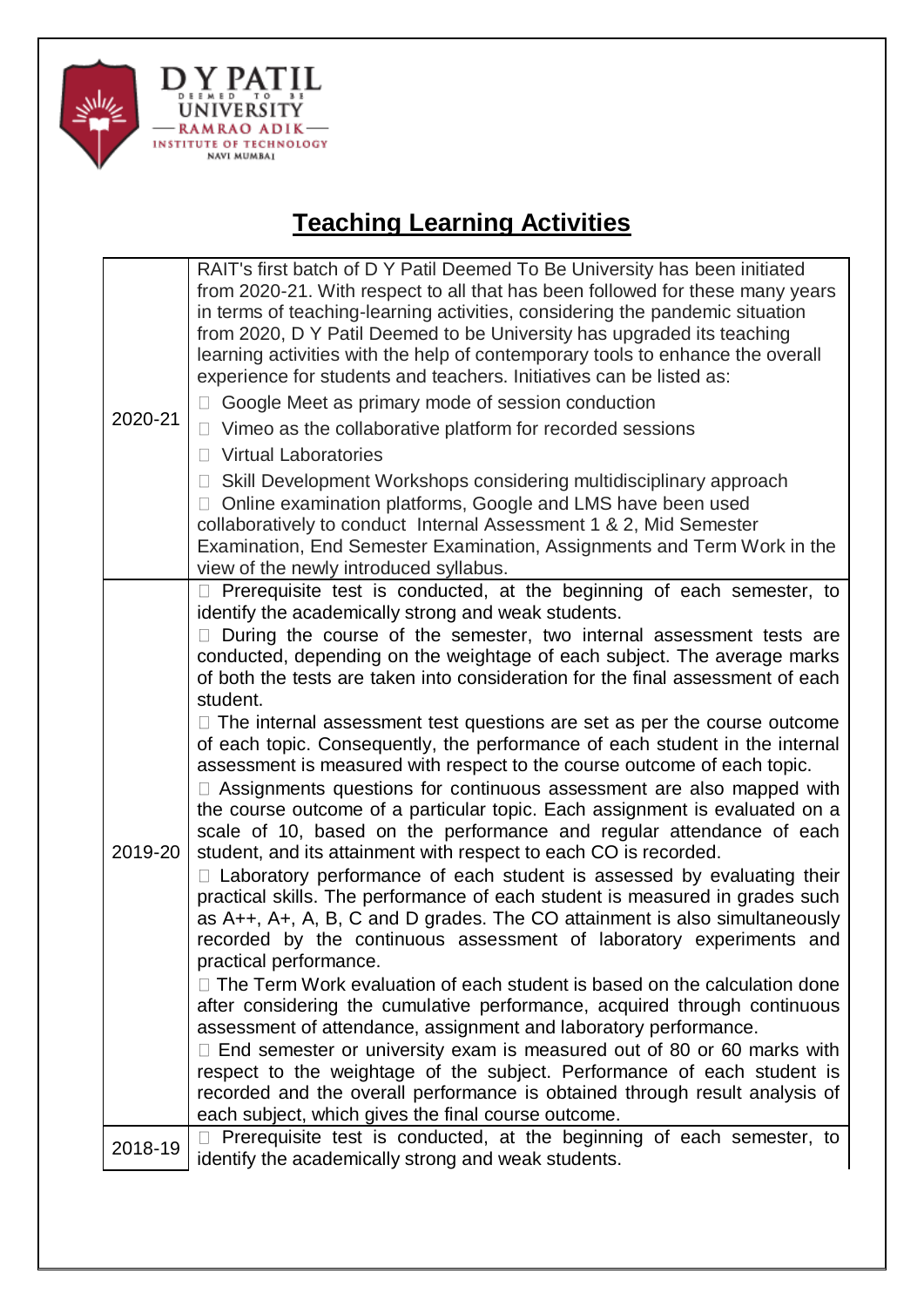# Teaching Learning Activities

| Year | Activities |
|---|---|
| 2020-21 | RAIT's first batch of D Y Patil Deemed To Be University has been initiated from 2020-21. With respect to all that has been followed for these many years in terms of teaching-learning activities, considering the pandemic situation from 2020, D Y Patil Deemed to be University has upgraded its teaching learning activities with the help of contemporary tools to enhance the overall experience for students and teachers. Initiatives can be listed as: <br> • Google Meet as primary mode of session conduction <br> • Vimeo as the collaborative platform for recorded sessions <br> • Virtual Laboratories <br> • Skill Development Workshops considering multidisciplinary approach <br> • Online examination platforms, Google and LMS have been used collaboratively to conduct Internal Assessment 1 & 2, Mid Semester Examination, End Semester Examination, Assignments and Term Work in the view of the newly introduced syllabus. |
| 2019-20 | • Prerequisite test is conducted, at the beginning of each semester, to identify the academically strong and weak students. <br> • During the course of the semester, two internal assessment tests are conducted, depending on the weightage of each subject. The average marks of both the tests are taken into consideration for the final assessment of each student. <br> • The internal assessment test questions are set as per the course outcome of each topic. Consequently, the performance of each student in the internal assessment is measured with respect to the course outcome of each topic. <br> • Assignments questions for continuous assessment are also mapped with the course outcome of a particular topic. Each assignment is evaluated on a scale of 10, based on the performance and regular attendance of each student, and its attainment with respect to each CO is recorded. <br> • Laboratory performance of each student is assessed by evaluating their practical skills. The performance of each student is measured in grades such as A++, A+, A, B, C and D grades. The CO attainment is also simultaneously recorded by the continuous assessment of laboratory experiments and practical performance. <br> • The Term Work evaluation of each student is based on the calculation done after considering the cumulative performance, acquired through continuous assessment of attendance, assignment and laboratory performance. <br> • End semester or university exam is measured out of 80 or 60 marks with respect to the weightage of the subject. Performance of each student is recorded and the overall performance is obtained through result analysis of each subject, which gives the final course outcome. |
| 2018-19 | • Prerequisite test is conducted, at the beginning of each semester, to identify the academically strong and weak students. |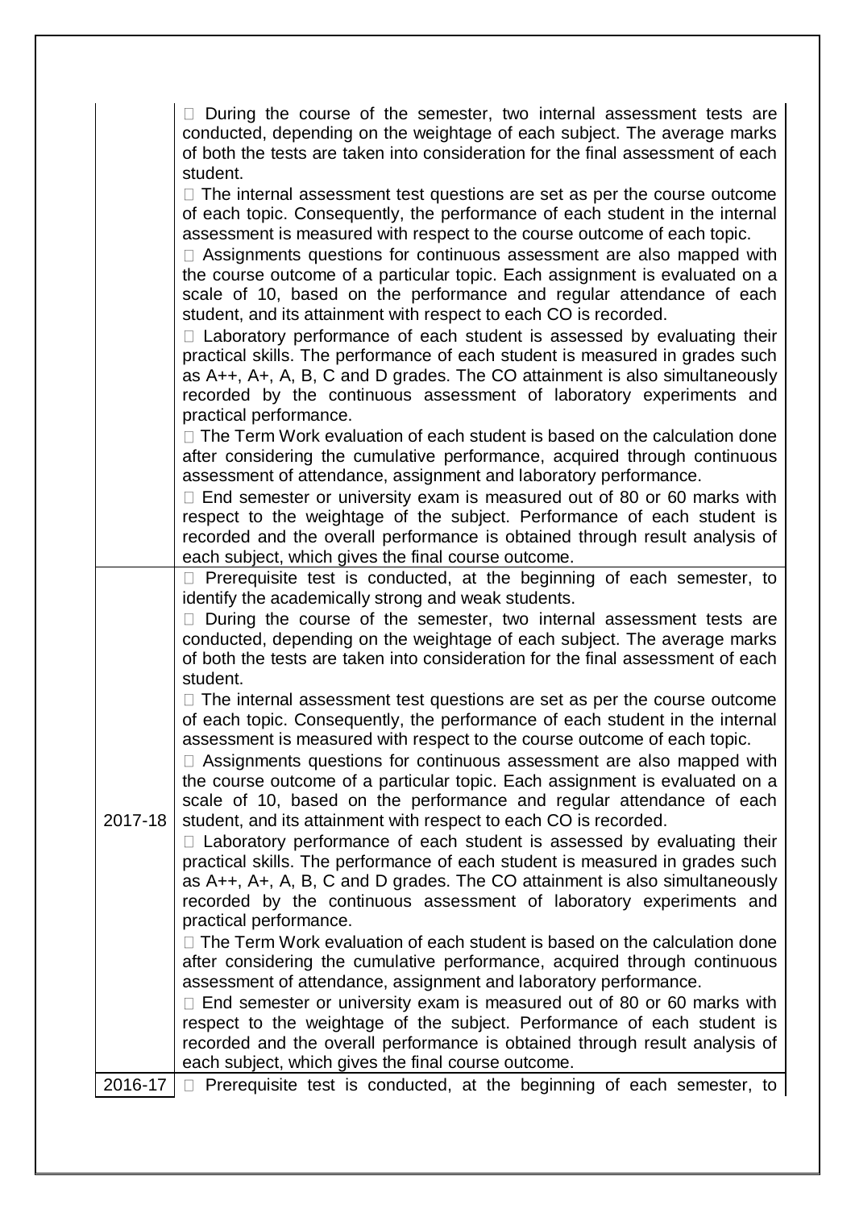| | |
|---|---|
| | □ During the course of the semester, two internal assessment tests are conducted, depending on the weightage of each subject. The average marks of both the tests are taken into consideration for the final assessment of each student.<br>□ The internal assessment test questions are set as per the course outcome of each topic. Consequently, the performance of each student in the internal assessment is measured with respect to the course outcome of each topic.<br>□ Assignments questions for continuous assessment are also mapped with the course outcome of a particular topic. Each assignment is evaluated on a scale of 10, based on the performance and regular attendance of each student, and its attainment with respect to each CO is recorded.<br>□ Laboratory performance of each student is assessed by evaluating their practical skills. The performance of each student is measured in grades such as A++, A+, A, B, C and D grades. The CO attainment is also simultaneously recorded by the continuous assessment of laboratory experiments and practical performance.<br>□ The Term Work evaluation of each student is based on the calculation done after considering the cumulative performance, acquired through continuous assessment of attendance, assignment and laboratory performance.<br>□ End semester or university exam is measured out of 80 or 60 marks with respect to the weightage of the subject. Performance of each student is recorded and the overall performance is obtained through result analysis of each subject, which gives the final course outcome. |
| 2017-18 | □ Prerequisite test is conducted, at the beginning of each semester, to identify the academically strong and weak students.<br>□ During the course of the semester, two internal assessment tests are conducted, depending on the weightage of each subject. The average marks of both the tests are taken into consideration for the final assessment of each student.<br>□ The internal assessment test questions are set as per the course outcome of each topic. Consequently, the performance of each student in the internal assessment is measured with respect to the course outcome of each topic.<br>□ Assignments questions for continuous assessment are also mapped with the course outcome of a particular topic. Each assignment is evaluated on a scale of 10, based on the performance and regular attendance of each student, and its attainment with respect to each CO is recorded.<br>□ Laboratory performance of each student is assessed by evaluating their practical skills. The performance of each student is measured in grades such as A++, A+, A, B, C and D grades. The CO attainment is also simultaneously recorded by the continuous assessment of laboratory experiments and practical performance.<br>□ The Term Work evaluation of each student is based on the calculation done after considering the cumulative performance, acquired through continuous assessment of attendance, assignment and laboratory performance.<br>□ End semester or university exam is measured out of 80 or 60 marks with respect to the weightage of the subject. Performance of each student is recorded and the overall performance is obtained through result analysis of each subject, which gives the final course outcome. |
| 2016-17 | □ Prerequisite test is conducted, at the beginning of each semester, to |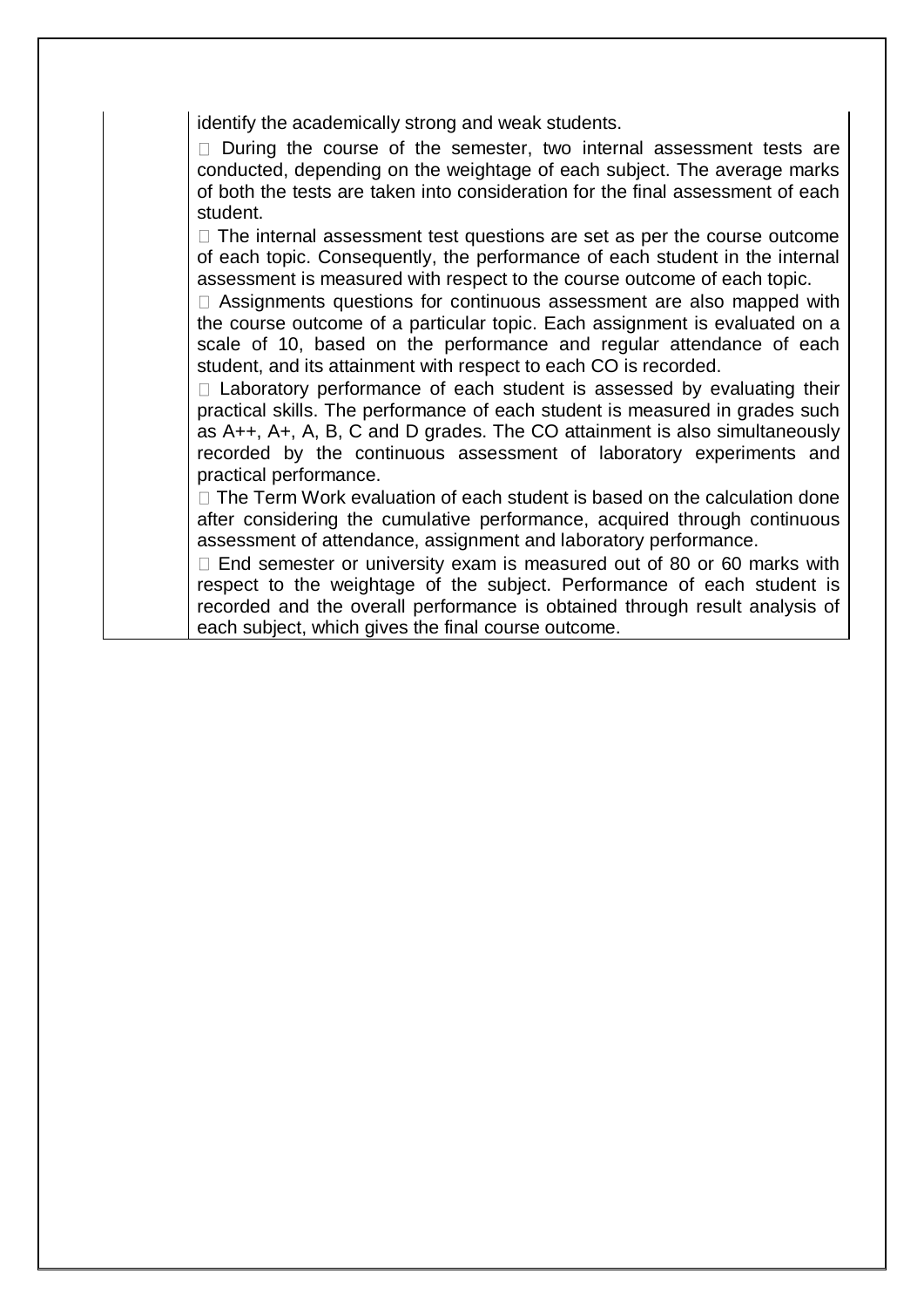| | |
|---|---|
| | identify the academically strong and weak students.<br>- During the course of the semester, two internal assessment tests are conducted, depending on the weightage of each subject. The average marks of both the tests are taken into consideration for the final assessment of each student.<br>- The internal assessment test questions are set as per the course outcome of each topic. Consequently, the performance of each student in the internal assessment is measured with respect to the course outcome of each topic.<br>- Assignments questions for continuous assessment are also mapped with the course outcome of a particular topic. Each assignment is evaluated on a scale of 10, based on the performance and regular attendance of each student, and its attainment with respect to each CO is recorded.<br>- Laboratory performance of each student is assessed by evaluating their practical skills. The performance of each student is measured in grades such as A++, A+, A, B, C and D grades. The CO attainment is also simultaneously recorded by the continuous assessment of laboratory experiments and practical performance.<br>- The Term Work evaluation of each student is based on the calculation done after considering the cumulative performance, acquired through continuous assessment of attendance, assignment and laboratory performance.<br>- End semester or university exam is measured out of 80 or 60 marks with respect to the weightage of the subject. Performance of each student is recorded and the overall performance is obtained through result analysis of each subject, which gives the final course outcome. |